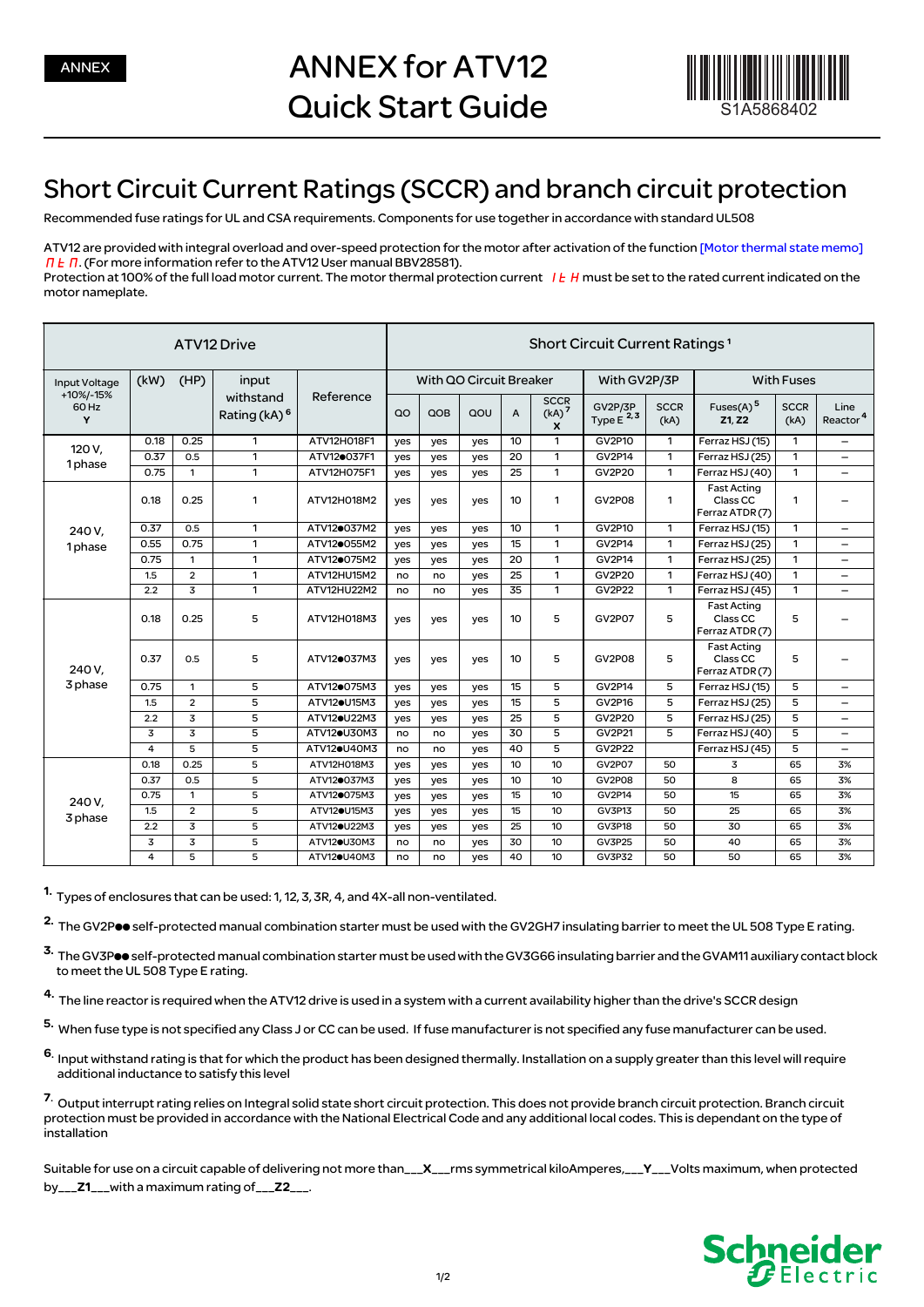ANNEX

# ANNEX for ATV12 Quick Start Guide

S1A5868402

## Short Circuit Current Ratings (SCCR) and branch circuit protection

Recommended fuse ratings for UL and CSA requirements. Components for use together in accordance with standard UL508

ATV12 are provided with integral overload and over-speed protection for the motor after activation of the function [Motor thermal state memo] MtM. (For more information refer to the ATV12 User manual BBV28581).
Protection at 100% of the full load motor current. The motor thermal protection current ItH must be set to the rated current indicated on the motor nameplate.

| ATV12 Drive | | | | | Short Circuit Current Ratings [1] | | | | | | | | | | |
|---|---|---|---|---|---|---|---|---|---|---|---|---|---|---|---|
| Input Voltage +10%/-15% 60 Hz **Y** | (kW) | (HP) | input withstand Rating (kA) [6] | Reference | With QO Circuit Breaker | | | | | With GV2P/3P | | With Fuses | | |
| | | | | | QO | QOB | QOU | A | SCCR (kA) [7] **X** | GV2P/3P Type E [2,3] | SCCR (kA) | Fuses(A) [5] **Z1, Z2** | SCCR (kA) | Line Reactor [4] |
| 120 V, 1 phase | 0.18 | 0.25 | 1 | ATV12H018F1 | yes | yes | yes | 10 | 1 | GV2P10 | 1 | Ferraz HSJ (15) | 1 | – |
| | 0.37 | 0.5 | 1 | ATV12●037F1 | yes | yes | yes | 20 | 1 | GV2P14 | 1 | Ferraz HSJ (25) | 1 | – |
| | 0.75 | 1 | 1 | ATV12H075F1 | yes | yes | yes | 25 | 1 | GV2P20 | 1 | Ferraz HSJ (40) | 1 | – |
| 240 V, 1 phase | 0.18 | 0.25 | 1 | ATV12H018M2 | yes | yes | yes | 10 | 1 | GV2P08 | 1 | Fast Acting Class CC Ferraz ATDR (7) | 1 | – |
| | 0.37 | 0.5 | 1 | ATV12●037M2 | yes | yes | yes | 10 | 1 | GV2P10 | 1 | Ferraz HSJ (15) | 1 | – |
| | 0.55 | 0.75 | 1 | ATV12●055M2 | yes | yes | yes | 15 | 1 | GV2P14 | 1 | Ferraz HSJ (25) | 1 | – |
| | 0.75 | 1 | 1 | ATV12●075M2 | yes | yes | yes | 20 | 1 | GV2P14 | 1 | Ferraz HSJ (25) | 1 | – |
| | 1.5 | 2 | 1 | ATV12HU15M2 | no | no | yes | 25 | 1 | GV2P20 | 1 | Ferraz HSJ (40) | 1 | – |
| | 2.2 | 3 | 1 | ATV12HU22M2 | no | no | yes | 35 | 1 | GV2P22 | 1 | Ferraz HSJ (45) | 1 | – |
| 240 V, 3 phase | 0.18 | 0.25 | 5 | ATV12H018M3 | yes | yes | yes | 10 | 5 | GV2P07 | 5 | Fast Acting Class CC Ferraz ATDR (7) | 5 | – |
| | 0.37 | 0.5 | 5 | ATV12●037M3 | yes | yes | yes | 10 | 5 | GV2P08 | 5 | Fast Acting Class CC Ferraz ATDR (7) | 5 | – |
| | 0.75 | 1 | 5 | ATV12●075M3 | yes | yes | yes | 15 | 5 | GV2P14 | 5 | Ferraz HSJ (15) | 5 | – |
| | 1.5 | 2 | 5 | ATV12●U15M3 | yes | yes | yes | 15 | 5 | GV2P16 | 5 | Ferraz HSJ (25) | 5 | – |
| | 2.2 | 3 | 5 | ATV12●U22M3 | yes | yes | yes | 25 | 5 | GV2P20 | 5 | Ferraz HSJ (25) | 5 | – |
| | 3 | 3 | 5 | ATV12●U30M3 | no | no | yes | 30 | 5 | GV2P21 | 5 | Ferraz HSJ (40) | 5 | – |
| | 4 | 5 | 5 | ATV12●U40M3 | no | no | yes | 40 | 5 | GV2P22 | | Ferraz HSJ (45) | 5 | – |
| 240 V, 3 phase | 0.18 | 0.25 | 5 | ATV12H018M3 | yes | yes | yes | 10 | 10 | GV2P07 | 50 | 3 | 65 | 3% |
| | 0.37 | 0.5 | 5 | ATV12●037M3 | yes | yes | yes | 10 | 10 | GV2P08 | 50 | 8 | 65 | 3% |
| | 0.75 | 1 | 5 | ATV12●075M3 | yes | yes | yes | 15 | 10 | GV2P14 | 50 | 15 | 65 | 3% |
| | 1.5 | 2 | 5 | ATV12●U15M3 | yes | yes | yes | 15 | 10 | GV3P13 | 50 | 25 | 65 | 3% |
| | 2.2 | 3 | 5 | ATV12●U22M3 | yes | yes | yes | 25 | 10 | GV3P18 | 50 | 30 | 65 | 3% |
| | 3 | 3 | 5 | ATV12●U30M3 | no | no | yes | 30 | 10 | GV3P25 | 50 | 40 | 65 | 3% |
| | 4 | 5 | 5 | ATV12●U40M3 | no | no | yes | 40 | 10 | GV3P32 | 50 | 50 | 65 | 3% |

1. Types of enclosures that can be used: 1, 12, 3, 3R, 4, and 4X-all non-ventilated.

2. The GV2P●● self-protected manual combination starter must be used with the GV2GH7 insulating barrier to meet the UL 508 Type E rating.

3. The GV3P●● self-protected manual combination starter must be used with the GV3G66 insulating barrier and the GVAM11 auxiliary contact block to meet the UL 508 Type E rating.

4. The line reactor is required when the ATV12 drive is used in a system with a current availability higher than the drive's SCCR design

5. When fuse type is not specified any Class J or CC can be used. If fuse manufacturer is not specified any fuse manufacturer can be used.

6. Input withstand rating is that for which the product has been designed thermally. Installation on a supply greater than this level will require additional inductance to satisfy this level

7. Output interrupt rating relies on Integral solid state short circuit protection. This does not provide branch circuit protection. Branch circuit protection must be provided in accordance with the National Electrical Code and any additional local codes. This is dependant on the type of installation

Suitable for use on a circuit capable of delivering not more than___**X**___rms symmetrical kiloAmperes,___**Y**___Volts maximum, when protected by___**Z1**___with a maximum rating of___**Z2**___.

Schneider Electric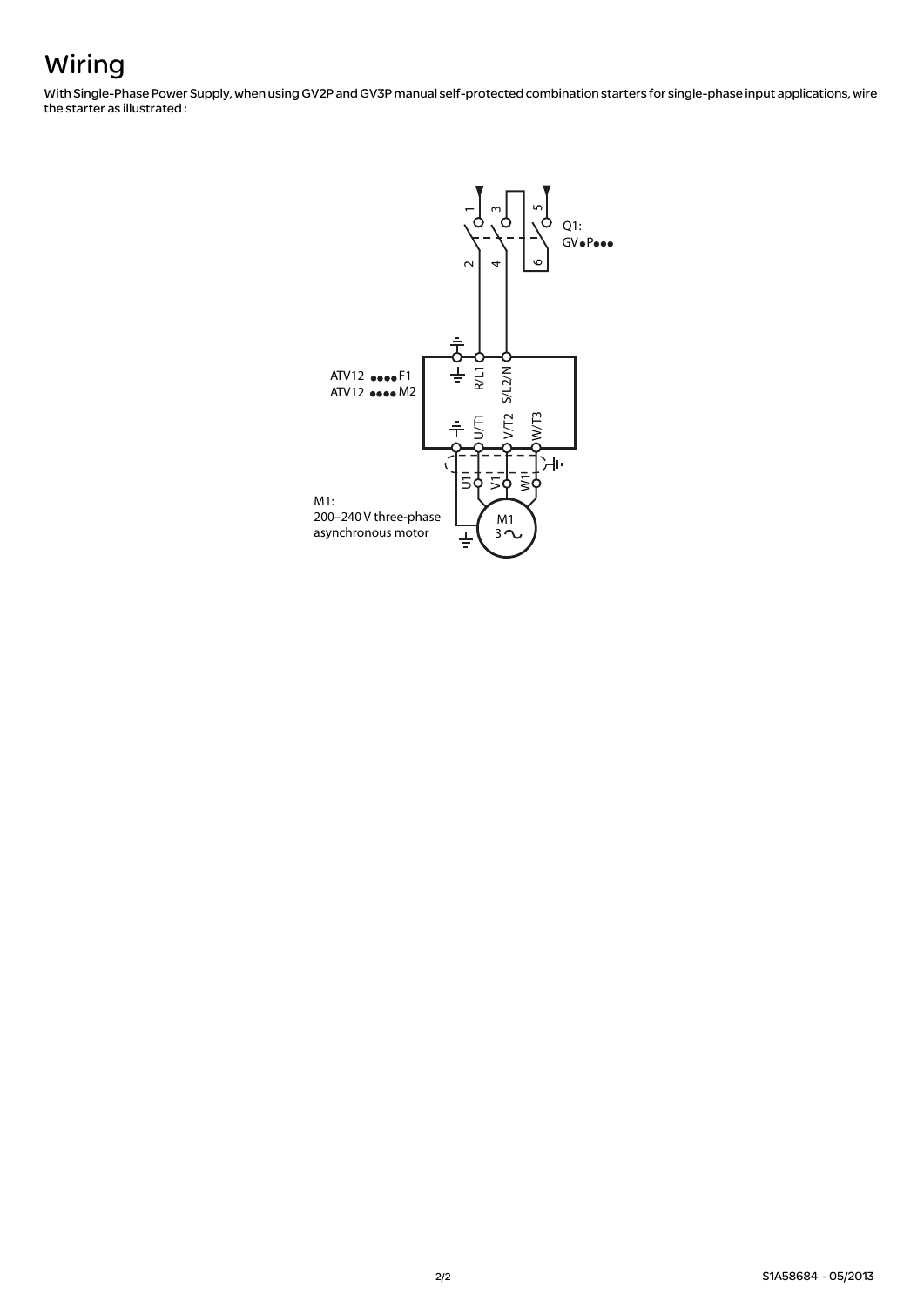# Wiring

With Single-Phase Power Supply, when using GV2P and GV3P manual self-protected combination starters for single-phase input applications, wire the starter as illustrated :

1
3
5
Q1:
GV•P•••
2
4
6

ATV12 ••••F1
ATV12 ••••M2
R/L1
S/L2/N
U/T1
V/T2
W/T3
U1
V1
W1

M1:
200–240 V three-phase asynchronous motor
M1
3~